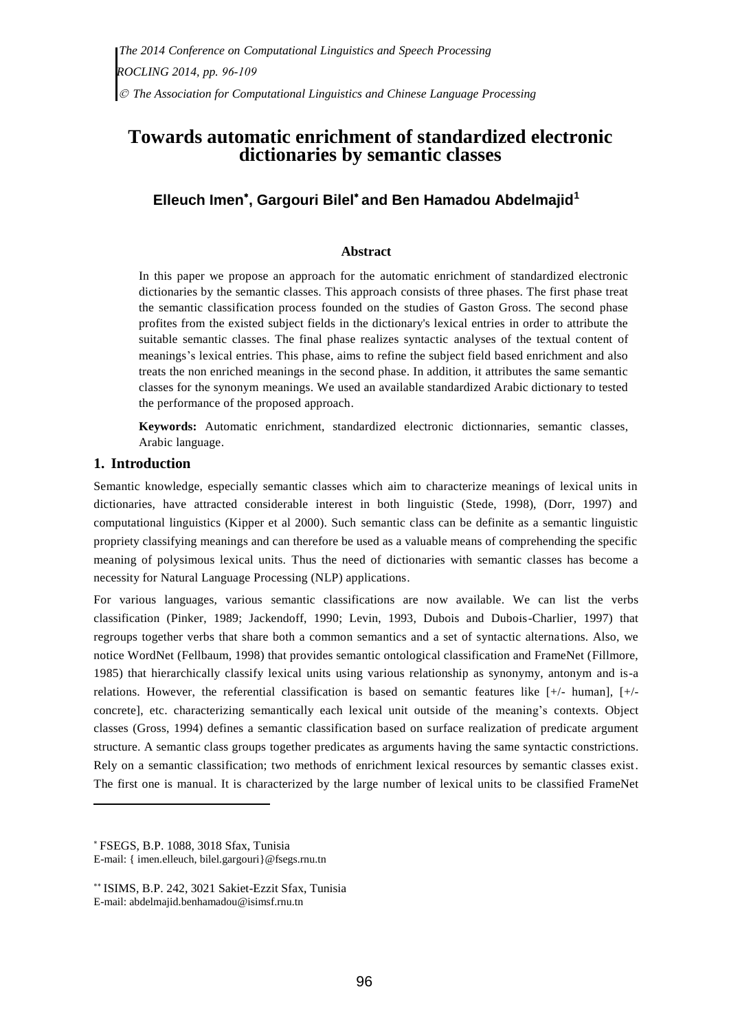# Towards automatic enrichment of standardized electronic dictionaries by semantic classes

**Elleuch Imen***, **Gargouri Bilel*** **and Ben Hamadou Abdelmajid**[1]

### Abstract

In this paper we propose an approach for the automatic enrichment of standardized electronic dictionaries by the semantic classes. This approach consists of three phases. The first phase treat the semantic classification process founded on the studies of Gaston Gross. The second phase profites from the existed subject fields in the dictionary's lexical entries in order to attribute the suitable semantic classes. The final phase realizes syntactic analyses of the textual content of meanings's lexical entries. This phase, aims to refine the subject field based enrichment and also treats the non enriched meanings in the second phase. In addition, it attributes the same semantic classes for the synonym meanings. We used an available standardized Arabic dictionary to tested the performance of the proposed approach.

**Keywords:** Automatic enrichment, standardized electronic dictionnaries, semantic classes, Arabic language.

## 1. Introduction

Semantic knowledge, especially semantic classes which aim to characterize meanings of lexical units in dictionaries, have attracted considerable interest in both linguistic (Stede, 1998), (Dorr, 1997) and computational linguistics (Kipper et al 2000). Such semantic class can be definite as a semantic linguistic propriety classifying meanings and can therefore be used as a valuable means of comprehending the specific meaning of polysimous lexical units. Thus the need of dictionaries with semantic classes has become a necessity for Natural Language Processing (NLP) applications.

For various languages, various semantic classifications are now available. We can list the verbs classification (Pinker, 1989; Jackendoff, 1990; Levin, 1993, Dubois and Dubois-Charlier, 1997) that regroups together verbs that share both a common semantics and a set of syntactic alternations. Also, we notice WordNet (Fellbaum, 1998) that provides semantic ontological classification and FrameNet (Fillmore, 1985) that hierarchically classify lexical units using various relationship as synonymy, antonym and is-a relations. However, the referential classification is based on semantic features like [+/- human], [+/- concrete], etc. characterizing semantically each lexical unit outside of the meaning's contexts. Object classes (Gross, 1994) defines a semantic classification based on surface realization of predicate argument structure. A semantic class groups together predicates as arguments having the same syntactic constrictions. Rely on a semantic classification; two methods of enrichment lexical resources by semantic classes exist. The first one is manual. It is characterized by the large number of lexical units to be classified FrameNet

---

* FSEGS, B.P. 1088, 3018 Sfax, Tunisia
E-mail: { imen.elleuch, bilel.gargouri}@fsegs.rnu.tn

** ISIMS, B.P. 242, 3021 Sakiet-Ezzit Sfax, Tunisia
E-mail: abdelmajid.benhamadou@isimsf.rnu.tn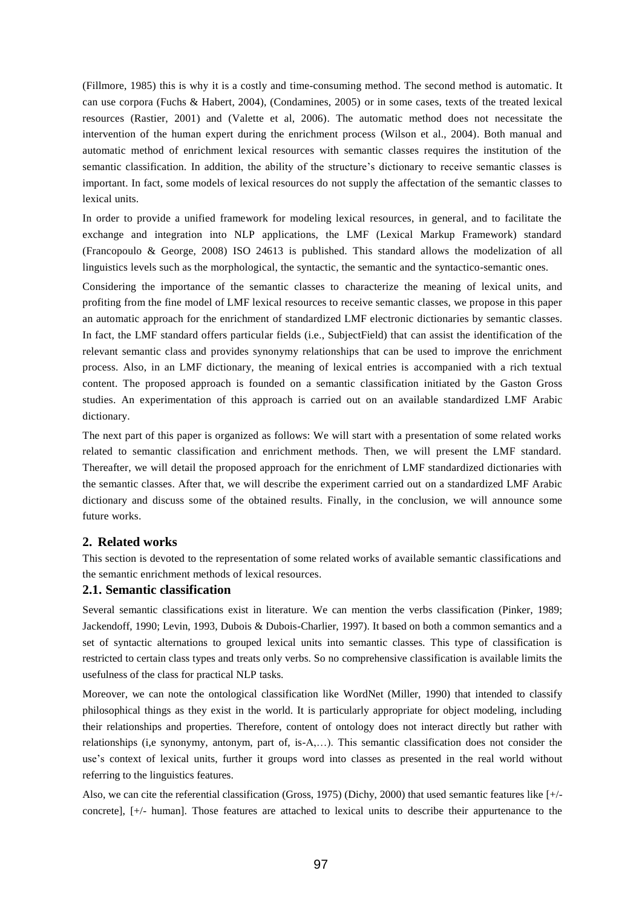(Fillmore, 1985) this is why it is a costly and time-consuming method. The second method is automatic. It can use corpora (Fuchs & Habert, 2004), (Condamines, 2005) or in some cases, texts of the treated lexical resources (Rastier, 2001) and (Valette et al, 2006). The automatic method does not necessitate the intervention of the human expert during the enrichment process (Wilson et al., 2004). Both manual and automatic method of enrichment lexical resources with semantic classes requires the institution of the semantic classification. In addition, the ability of the structure's dictionary to receive semantic classes is important. In fact, some models of lexical resources do not supply the affectation of the semantic classes to lexical units.

In order to provide a unified framework for modeling lexical resources, in general, and to facilitate the exchange and integration into NLP applications, the LMF (Lexical Markup Framework) standard (Francopoulo & George, 2008) ISO 24613 is published. This standard allows the modelization of all linguistics levels such as the morphological, the syntactic, the semantic and the syntactico-semantic ones.

Considering the importance of the semantic classes to characterize the meaning of lexical units, and profiting from the fine model of LMF lexical resources to receive semantic classes, we propose in this paper an automatic approach for the enrichment of standardized LMF electronic dictionaries by semantic classes. In fact, the LMF standard offers particular fields (i.e., SubjectField) that can assist the identification of the relevant semantic class and provides synonymy relationships that can be used to improve the enrichment process. Also, in an LMF dictionary, the meaning of lexical entries is accompanied with a rich textual content. The proposed approach is founded on a semantic classification initiated by the Gaston Gross studies. An experimentation of this approach is carried out on an available standardized LMF Arabic dictionary.

The next part of this paper is organized as follows: We will start with a presentation of some related works related to semantic classification and enrichment methods. Then, we will present the LMF standard. Thereafter, we will detail the proposed approach for the enrichment of LMF standardized dictionaries with the semantic classes. After that, we will describe the experiment carried out on a standardized LMF Arabic dictionary and discuss some of the obtained results. Finally, in the conclusion, we will announce some future works.

## 2. Related works

This section is devoted to the representation of some related works of available semantic classifications and the semantic enrichment methods of lexical resources.

### 2.1. Semantic classification

Several semantic classifications exist in literature. We can mention the verbs classification (Pinker, 1989; Jackendoff, 1990; Levin, 1993, Dubois & Dubois-Charlier, 1997). It based on both a common semantics and a set of syntactic alternations to grouped lexical units into semantic classes. This type of classification is restricted to certain class types and treats only verbs. So no comprehensive classification is available limits the usefulness of the class for practical NLP tasks.

Moreover, we can note the ontological classification like WordNet (Miller, 1990) that intended to classify philosophical things as they exist in the world. It is particularly appropriate for object modeling, including their relationships and properties. Therefore, content of ontology does not interact directly but rather with relationships (i,e synonymy, antonym, part of, is-A,…). This semantic classification does not consider the use's context of lexical units, further it groups word into classes as presented in the real world without referring to the linguistics features.

Also, we can cite the referential classification (Gross, 1975) (Dichy, 2000) that used semantic features like [+/- concrete], [+/- human]. Those features are attached to lexical units to describe their appurtenance to the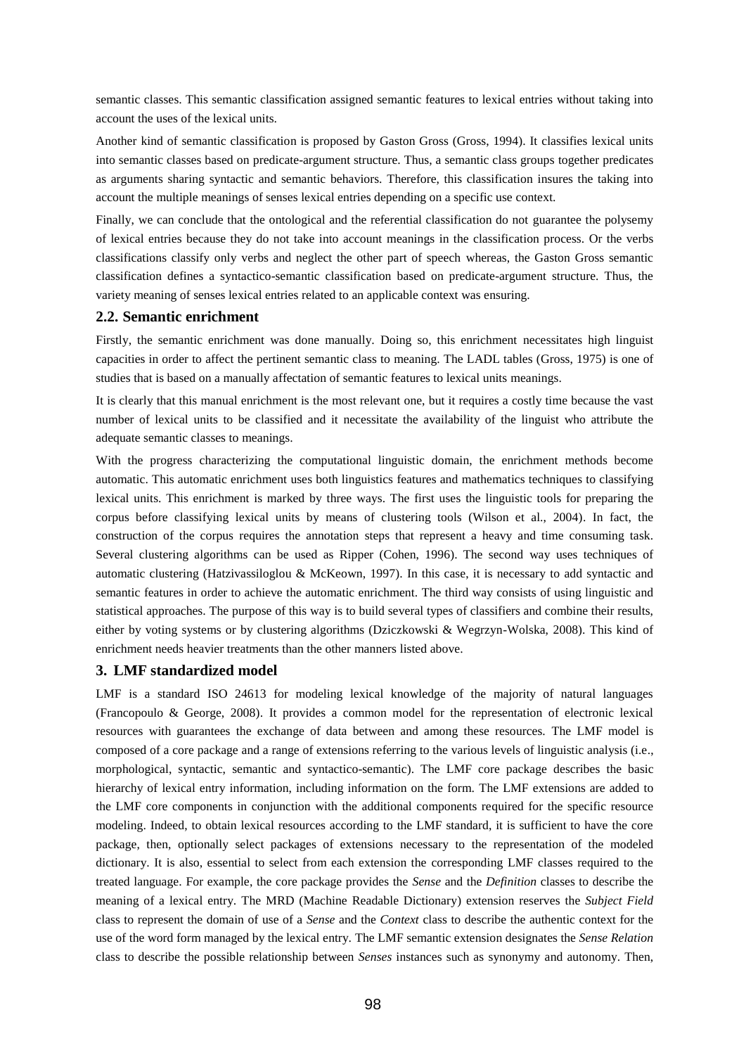semantic classes. This semantic classification assigned semantic features to lexical entries without taking into account the uses of the lexical units.

Another kind of semantic classification is proposed by Gaston Gross (Gross, 1994). It classifies lexical units into semantic classes based on predicate-argument structure. Thus, a semantic class groups together predicates as arguments sharing syntactic and semantic behaviors. Therefore, this classification insures the taking into account the multiple meanings of senses lexical entries depending on a specific use context.

Finally, we can conclude that the ontological and the referential classification do not guarantee the polysemy of lexical entries because they do not take into account meanings in the classification process. Or the verbs classifications classify only verbs and neglect the other part of speech whereas, the Gaston Gross semantic classification defines a syntactico-semantic classification based on predicate-argument structure. Thus, the variety meaning of senses lexical entries related to an applicable context was ensuring.

## 2.2. Semantic enrichment

Firstly, the semantic enrichment was done manually. Doing so, this enrichment necessitates high linguist capacities in order to affect the pertinent semantic class to meaning. The LADL tables (Gross, 1975) is one of studies that is based on a manually affectation of semantic features to lexical units meanings.

It is clearly that this manual enrichment is the most relevant one, but it requires a costly time because the vast number of lexical units to be classified and it necessitate the availability of the linguist who attribute the adequate semantic classes to meanings.

With the progress characterizing the computational linguistic domain, the enrichment methods become automatic. This automatic enrichment uses both linguistics features and mathematics techniques to classifying lexical units. This enrichment is marked by three ways. The first uses the linguistic tools for preparing the corpus before classifying lexical units by means of clustering tools (Wilson et al., 2004). In fact, the construction of the corpus requires the annotation steps that represent a heavy and time consuming task. Several clustering algorithms can be used as Ripper (Cohen, 1996). The second way uses techniques of automatic clustering (Hatzivassiloglou & McKeown, 1997). In this case, it is necessary to add syntactic and semantic features in order to achieve the automatic enrichment. The third way consists of using linguistic and statistical approaches. The purpose of this way is to build several types of classifiers and combine their results, either by voting systems or by clustering algorithms (Dziczkowski & Wegrzyn-Wolska, 2008). This kind of enrichment needs heavier treatments than the other manners listed above.

# 3. LMF standardized model

LMF is a standard ISO 24613 for modeling lexical knowledge of the majority of natural languages (Francopoulo & George, 2008). It provides a common model for the representation of electronic lexical resources with guarantees the exchange of data between and among these resources. The LMF model is composed of a core package and a range of extensions referring to the various levels of linguistic analysis (i.e., morphological, syntactic, semantic and syntactico-semantic). The LMF core package describes the basic hierarchy of lexical entry information, including information on the form. The LMF extensions are added to the LMF core components in conjunction with the additional components required for the specific resource modeling. Indeed, to obtain lexical resources according to the LMF standard, it is sufficient to have the core package, then, optionally select packages of extensions necessary to the representation of the modeled dictionary. It is also, essential to select from each extension the corresponding LMF classes required to the treated language. For example, the core package provides the *Sense* and the *Definition* classes to describe the meaning of a lexical entry. The MRD (Machine Readable Dictionary) extension reserves the *Subject Field* class to represent the domain of use of a *Sense* and the *Context* class to describe the authentic context for the use of the word form managed by the lexical entry. The LMF semantic extension designates the *Sense Relation* class to describe the possible relationship between *Senses* instances such as synonymy and autonomy. Then,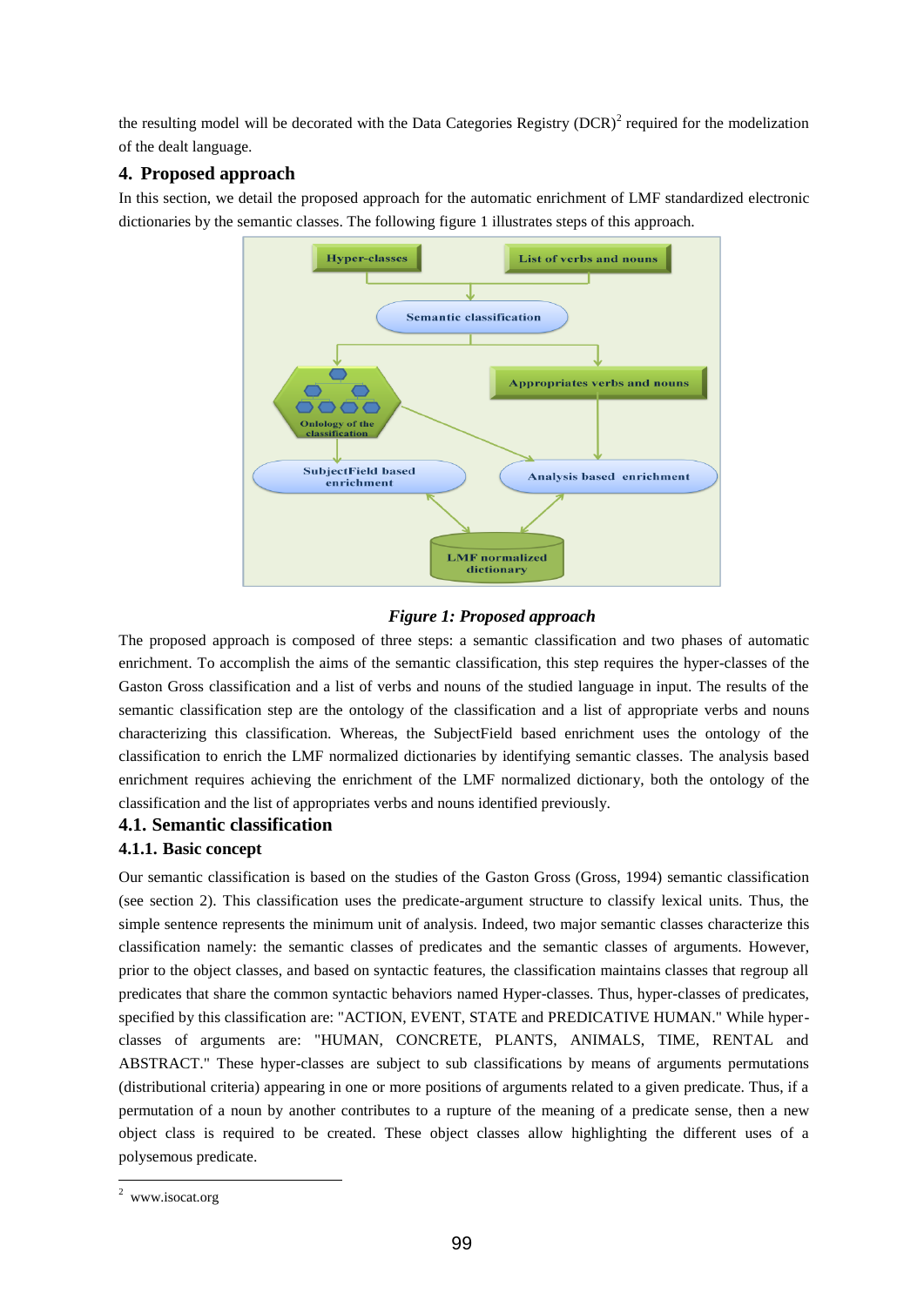the resulting model will be decorated with the Data Categories Registry (DCR)[2] required for the modelization of the dealt language.

## 4. Proposed approach

In this section, we detail the proposed approach for the automatic enrichment of LMF standardized electronic dictionaries by the semantic classes. The following figure 1 illustrates steps of this approach.

***Figure 1: Proposed approach***

The proposed approach is composed of three steps: a semantic classification and two phases of automatic enrichment. To accomplish the aims of the semantic classification, this step requires the hyper-classes of the Gaston Gross classification and a list of verbs and nouns of the studied language in input. The results of the semantic classification step are the ontology of the classification and a list of appropriate verbs and nouns characterizing this classification. Whereas, the SubjectField based enrichment uses the ontology of the classification to enrich the LMF normalized dictionaries by identifying semantic classes. The analysis based enrichment requires achieving the enrichment of the LMF normalized dictionary, both the ontology of the classification and the list of appropriates verbs and nouns identified previously.

### 4.1. Semantic classification

#### 4.1.1. Basic concept

Our semantic classification is based on the studies of the Gaston Gross (Gross, 1994) semantic classification (see section 2). This classification uses the predicate-argument structure to classify lexical units. Thus, the simple sentence represents the minimum unit of analysis. Indeed, two major semantic classes characterize this classification namely: the semantic classes of predicates and the semantic classes of arguments. However, prior to the object classes, and based on syntactic features, the classification maintains classes that regroup all predicates that share the common syntactic behaviors named Hyper-classes. Thus, hyper-classes of predicates, specified by this classification are: "ACTION, EVENT, STATE and PREDICATIVE HUMAN." While hyper-classes of arguments are: "HUMAN, CONCRETE, PLANTS, ANIMALS, TIME, RENTAL and ABSTRACT." These hyper-classes are subject to sub classifications by means of arguments permutations (distributional criteria) appearing in one or more positions of arguments related to a given predicate. Thus, if a permutation of a noun by another contributes to a rupture of the meaning of a predicate sense, then a new object class is required to be created. These object classes allow highlighting the different uses of a polysemous predicate.

---

[2] www.isocat.org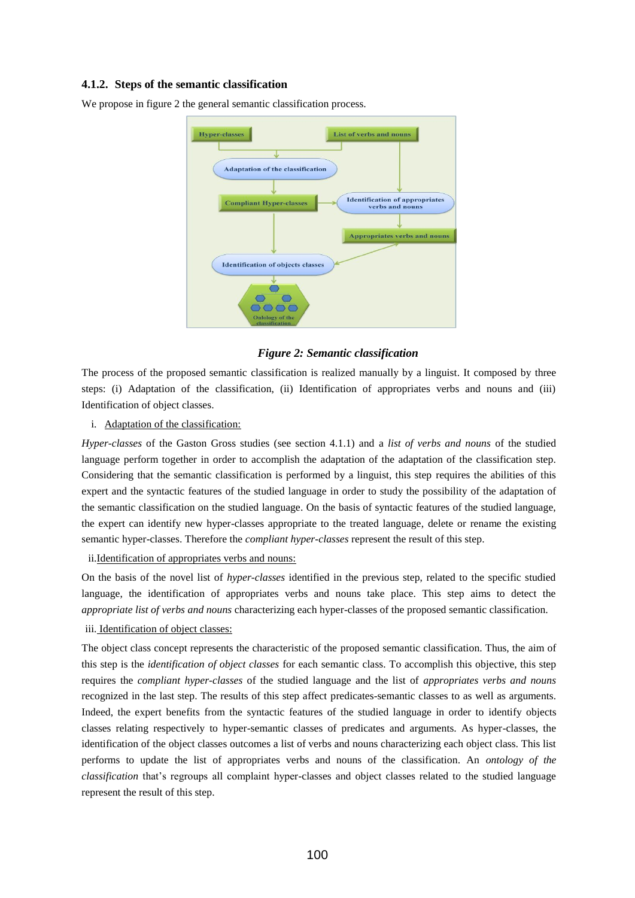### 4.1.2. Steps of the semantic classification

We propose in figure 2 the general semantic classification process.

***Figure 2: Semantic classification***

The process of the proposed semantic classification is realized manually by a linguist. It composed by three steps: (i) Adaptation of the classification, (ii) Identification of appropriates verbs and nouns and (iii) Identification of object classes.

i. Adaptation of the classification:

*Hyper-classes* of the Gaston Gross studies (see section 4.1.1) and a *list of verbs and nouns* of the studied language perform together in order to accomplish the adaptation of the adaptation of the classification step. Considering that the semantic classification is performed by a linguist, this step requires the abilities of this expert and the syntactic features of the studied language in order to study the possibility of the adaptation of the semantic classification on the studied language. On the basis of syntactic features of the studied language, the expert can identify new hyper-classes appropriate to the treated language, delete or rename the existing semantic hyper-classes. Therefore the *compliant hyper-classes* represent the result of this step.

ii. Identification of appropriates verbs and nouns:

On the basis of the novel list of *hyper-classes* identified in the previous step, related to the specific studied language, the identification of appropriates verbs and nouns take place. This step aims to detect the *appropriate list of verbs and nouns* characterizing each hyper-classes of the proposed semantic classification.

iii. Identification of object classes:

The object class concept represents the characteristic of the proposed semantic classification. Thus, the aim of this step is the *identification of object classes* for each semantic class. To accomplish this objective, this step requires the *compliant hyper-classes* of the studied language and the list of *appropriates verbs and nouns* recognized in the last step. The results of this step affect predicates-semantic classes to as well as arguments. Indeed, the expert benefits from the syntactic features of the studied language in order to identify objects classes relating respectively to hyper-semantic classes of predicates and arguments. As hyper-classes, the identification of the object classes outcomes a list of verbs and nouns characterizing each object class. This list performs to update the list of appropriates verbs and nouns of the classification. An *ontology of the classification* that's regroups all complaint hyper-classes and object classes related to the studied language represent the result of this step.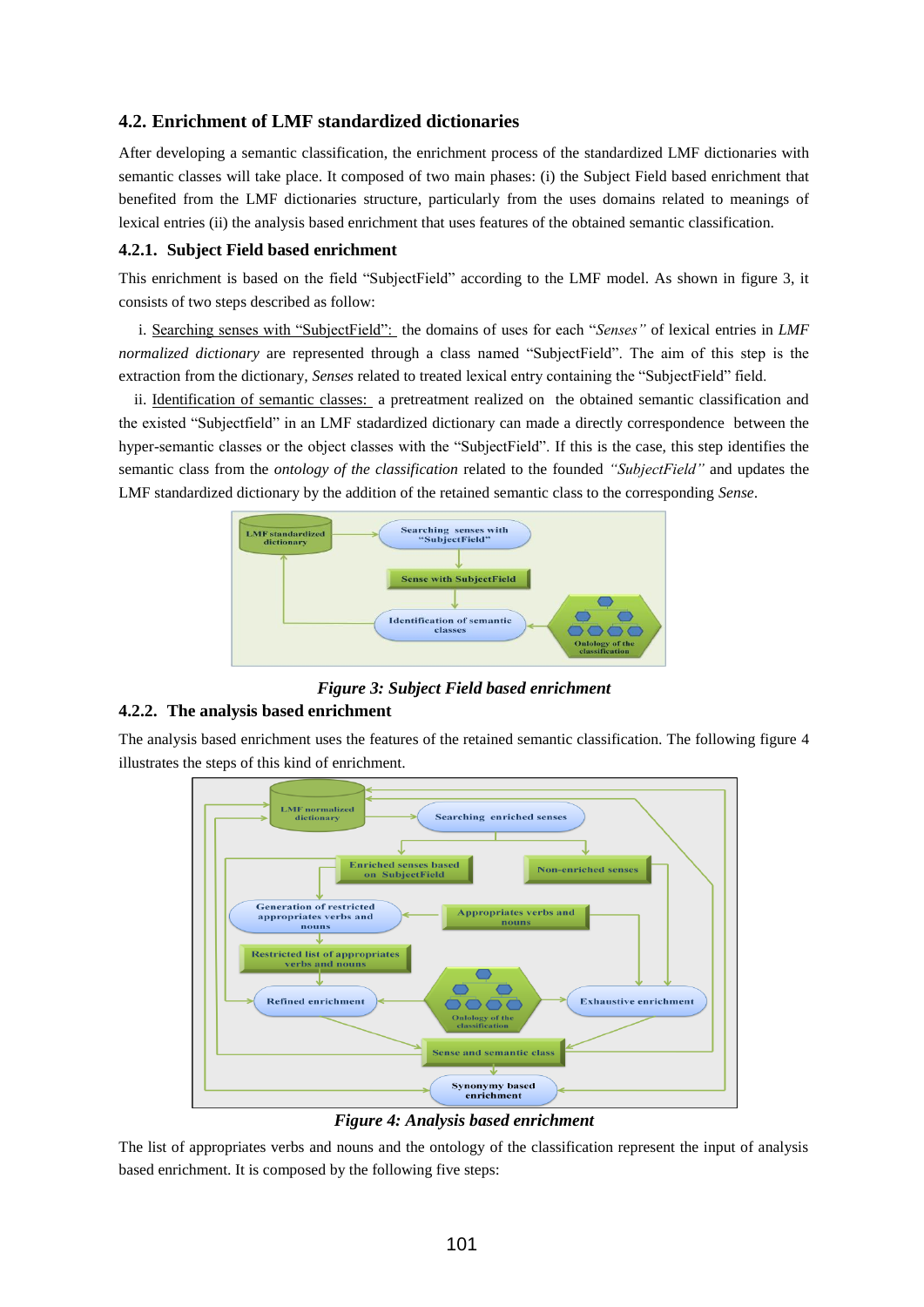### 4.2. Enrichment of LMF standardized dictionaries

After developing a semantic classification, the enrichment process of the standardized LMF dictionaries with semantic classes will take place. It composed of two main phases: (i) the Subject Field based enrichment that benefited from the LMF dictionaries structure, particularly from the uses domains related to meanings of lexical entries (ii) the analysis based enrichment that uses features of the obtained semantic classification.

#### 4.2.1. Subject Field based enrichment

This enrichment is based on the field "SubjectField" according to the LMF model. As shown in figure 3, it consists of two steps described as follow:

i. Searching senses with "SubjectField": the domains of uses for each "*Senses*" of lexical entries in *LMF normalized dictionary* are represented through a class named "SubjectField". The aim of this step is the extraction from the dictionary, *Senses* related to treated lexical entry containing the "SubjectField" field.

ii. Identification of semantic classes: a pretreatment realized on the obtained semantic classification and the existed "Subjectfield" in an LMF stadardized dictionary can made a directly correspondence between the hyper-semantic classes or the object classes with the "SubjectField". If this is the case, this step identifies the semantic class from the *ontology of the classification* related to the founded *"SubjectField"* and updates the LMF standardized dictionary by the addition of the retained semantic class to the corresponding *Sense*.

***Figure 3: Subject Field based enrichment***

#### 4.2.2. The analysis based enrichment

The analysis based enrichment uses the features of the retained semantic classification. The following figure 4 illustrates the steps of this kind of enrichment.

***Figure 4: Analysis based enrichment***

The list of appropriates verbs and nouns and the ontology of the classification represent the input of analysis based enrichment. It is composed by the following five steps: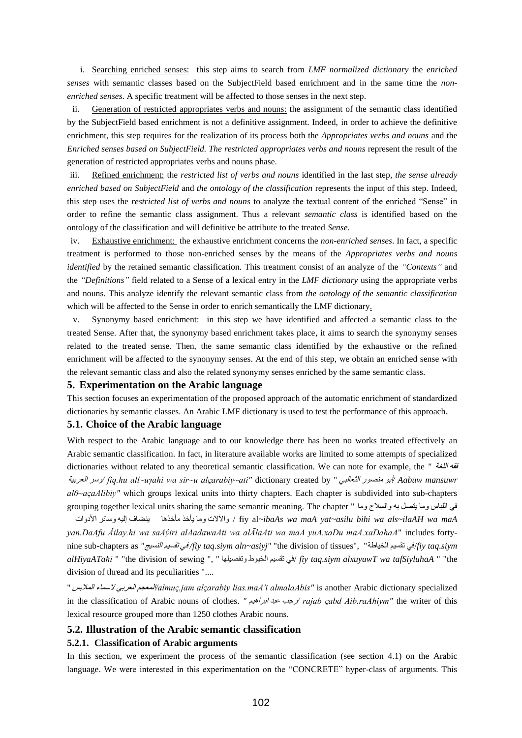i. Searching enriched senses: this step aims to search from *LMF normalized dictionary* the *enriched senses* with semantic classes based on the SubjectField based enrichment and in the same time the *non-enriched senses*. A specific treatment will be affected to those senses in the next step.

ii. Generation of restricted appropriates verbs and nouns: the assignment of the semantic class identified by the SubjectField based enrichment is not a definitive assignment. Indeed, in order to achieve the definitive enrichment, this step requires for the realization of its process both the *Appropriates verbs and nouns* and the *Enriched senses based on SubjectField. The restricted appropriates verbs and nouns* represent the result of the generation of restricted appropriates verbs and nouns phase.

iii. Refined enrichment: the *restricted list of verbs and nouns* identified in the last step, *the sense already enriched based on SubjectField* and *the ontology of the classification* represents the input of this step. Indeed, this step uses the *restricted list of verbs and nouns* to analyze the textual content of the enriched "Sense" in order to refine the semantic class assignment. Thus a relevant *semantic class* is identified based on the ontology of the classification and will definitive be attribute to the treated *Sense*.

iv. Exhaustive enrichment: the exhaustive enrichment concerns the *non-enriched senses*. In fact, a specific treatment is performed to those non-enriched senses by the means of the *Appropriates verbs and nouns identified* by the retained semantic classification. This treatment consist of an analyze of the *"Contexts"* and the *"Definitions"* field related to a Sense of a lexical entry in the *LMF dictionary* using the appropriate verbs and nouns. This analyze identify the relevant semantic class from *the ontology of the semantic classification* which will be affected to the Sense in order to enrich semantically the LMF dictionary.

v. Synonymy based enrichment: in this step we have identified and affected a semantic class to the treated Sense. After that, the synonymy based enrichment takes place, it aims to search the synonymy senses related to the treated sense. Then, the same semantic class identified by the exhaustive or the refined enrichment will be affected to the synonymy senses. At the end of this step, we obtain an enriched sense with the relevant semantic class and also the related synonymy senses enriched by the same semantic class.

## 5. Experimentation on the Arabic language

This section focuses an experimentation of the proposed approach of the automatic enrichment of standardized dictionaries by semantic classes. An Arabic LMF dictionary is used to test the performance of this approach.

### 5.1. Choice of the Arabic language

With respect to the Arabic language and to our knowledge there has been no works treated effectively an Arabic semantic classification. In fact, in literature available works are limited to some attempts of specialized dictionaries without related to any theoretical semantic classification. We can note for example, the *" فقه اللغة وسر العربية/ fiq.hu all~uγaħi wa sir~u alçarabiy~ati"* dictionary created by *" أبو منصور الثعالبي/ Aabuw mansuwr alθ~açaAlibiy"* which groups lexical units into thirty chapters. Each chapter is subdivided into sub-chapters grouping together lexical units sharing the same semantic meaning. The chapter " في اللباس وما يتصل به والسلاح وما ينضاف إليه وسائر الأدوات والآلات وما يأخذ مأخذها / fiy al~*ibaAs wa maA yat~asilu bihi wa als~ilaAH wa maA yan.DaAfu Ǎilay.hi wa saAŷiri alAadawaAti wa alĀlaAti wa maA yuA.xaDu maA.xaDahaA*" includes forty-nine sub-chapters as *"في تقسيم النسيج/fiy taq.siym aln~asiyj"* "the division of tissues", "في تقسيم الخياطة/*fiy taq.siym alHiyaATaħi* " "the division of sewing ", " في تقسيم الخيوط وتفصيلها/ *fiy taq.siym alxuyuwT wa tafSiyluhaA* " "the division of thread and its peculiarities "....

" *المعجم العربي لاسماء الملابس/almuç.jam alçarabiy lias.maA'i almalaAbis"* is another Arabic dictionary specialized in the classification of Arabic nouns of clothes. *" رجب عبد ابراهيم/ rajab çabd Aib.raAhiym"* the writer of this lexical resource grouped more than 1250 clothes Arabic nouns.

### 5.2. Illustration of the Arabic semantic classification

#### 5.2.1. Classification of Arabic arguments

In this section, we experiment the process of the semantic classification (see section 4.1) on the Arabic language. We were interested in this experimentation on the "CONCRETE" hyper-class of arguments. This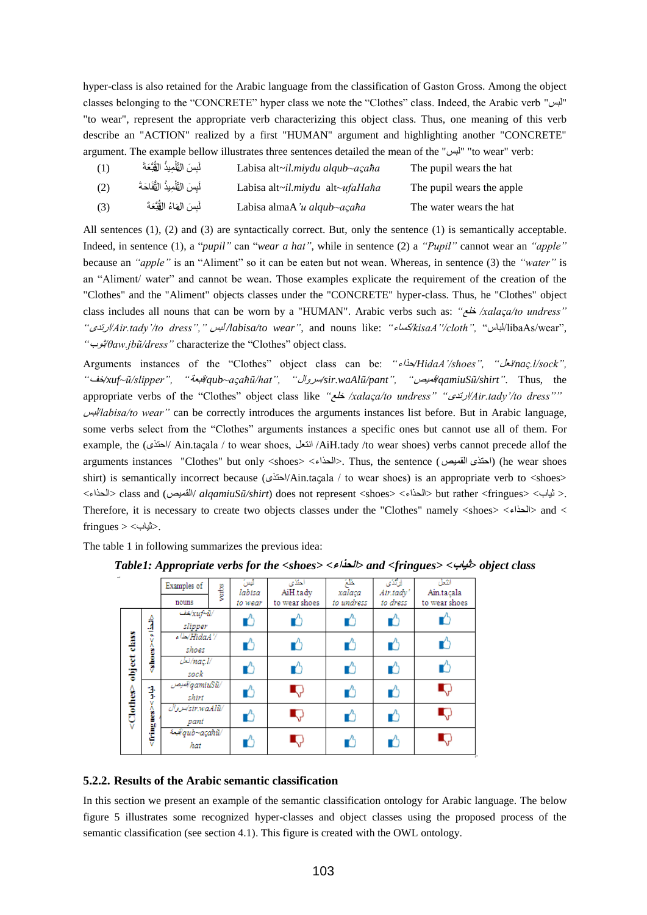hyper-class is also retained for the Arabic language from the classification of Gaston Gross. Among the object classes belonging to the "CONCRETE" hyper class we note the "Clothes" class. Indeed, the Arabic verb "لبس" "to wear", represent the appropriate verb characterizing this object class. Thus, one meaning of this verb describe an "ACTION" realized by a first "HUMAN" argument and highlighting another "CONCRETE" argument. The example bellow illustrates three sentences detailed the mean of the "لبس" "to wear" verb:

| | | | |
|---|---|---|---|
| (1) | لَبِسَ التِّلْمِيذُ القُبَّعَةَ | Labisa alt~*il.miydu alqub~açaħa* | The pupil wears the hat |
| (2) | لَبِسَ التِّلْمِيذُ التُّفَاحَةَ | Labisa alt~*il.miydu alt~ufaHaħa* | The pupil wears the apple |
| (3) | لَبِسَ المَاءُ القُبَّعَةَ | Labisa almaA*'u alqub~açaħa* | The water wears the hat |

All sentences (1), (2) and (3) are syntactically correct. But, only the sentence (1) is semantically acceptable. Indeed, in sentence (1), a "*pupil*" can "*wear a hat*", while in sentence (2) a *"Pupil"* cannot wear an *"apple"* because an *"apple"* is an "Aliment" so it can be eaten but not wean. Whereas, in sentence (3) the *"water"* is an "Aliment/ water" and cannot be wean. Those examples explicate the requirement of the creation of the "Clothes" and the "Aliment" objects classes under the "CONCRETE" hyper-class. Thus, he "Clothes" object class includes all nouns that can be worn by a "HUMAN". Arabic verbs such as: *"خلع /xalaça/to undress" "ارتدى/Air.tady'/to dress"," لبس/labisa/to wear"*, and nouns like: *"كساء/kisaA'/cloth"*, "لباس/libaAs/wear", *"ثوب/θaw.jbũ/dress"* characterize the "Clothes" object class.

Arguments instances of the "Clothes" object class can be: *"حذاء/HidaA'/shoes"*, *"نعل/naç.l/sock"*, *"خف/xuf~ũ/slipper"*, *"قبعة/qub~açahũ/hat"*, *"سروال/sir.waAlũ/pant"*, *"قميص/qamiuSũ/shirt"*. Thus, the appropriate verbs of the "Clothes" object class like *"خلع /xalaça/to undress" "ارتدى/Air.tady'/to dress"" لبس/labisa/to wear"* can be correctly introduces the arguments instances list before. But in Arabic language, some verbs select from the "Clothes" arguments instances a specific ones but cannot use all of them. For example, the (احتذى/ Ain.taçala / to wear shoes, انتعل /AiH.tady /to wear shoes) verbs cannot precede allof the arguments instances "Clothes" but only <shoes> <الحذاء>. Thus, the sentence (احتذى القميص) (he wear shoes shirt) is semantically incorrect because (احتذى/Ain.taçala / to wear shoes) is an appropriate verb to <shoes> <الحذاء> class and (القميص/ *alqamiuSũ/shirt*) does not represent <shoes> <الحذاء> but rather <fringues> <ثياب >. Therefore, it is necessary to create two objects classes under the "Clothes" namely <shoes> <الحذاء> and < fringues > <ثياب>.

The table 1 in following summarizes the previous idea:

***Table1: Appropriate verbs for the <shoes> <الحذاء> and <fringues> <ثياب> object class***

| | | Examples of nouns / verbs | لبس *labisa* *to wear* | احتذى AiH.tady to wear shoes | خلع *xalaça* *to undress* | ارتدى *Air.tady'* *to dress* | انتعل Ain.taçala to wear shoes |
|---|---|---|---|---|---|---|---|
| <Clothes> object class | <shoes><الحذاء> | خف/*xuf~ũ/ slipper* | 👍 | 👍 | 👍 | 👍 | 👍 |
| | | حذاء/*HidaA'/ shoes* | 👍 | 👍 | 👍 | 👍 | 👍 |
| | | نعل/*naç.l/ sock* | 👍 | 👍 | 👍 | 👍 | 👍 |
| | <fringues><ثياب> | قميص/*qamiuSũ/ shirt* | 👍 | 👎 | 👍 | 👍 | 👎 |
| | | سروال/*sir.waAlũ/ pant* | 👍 | 👎 | 👍 | 👍 | 👎 |
| | | قبعة/*qub~açahũ/ hat* | 👍 | 👎 | 👍 | 👍 | 👎 |

### 5.2.2. Results of the Arabic semantic classification

In this section we present an example of the semantic classification ontology for Arabic language. The below figure 5 illustrates some recognized hyper-classes and object classes using the proposed process of the semantic classification (see section 4.1). This figure is created with the OWL ontology.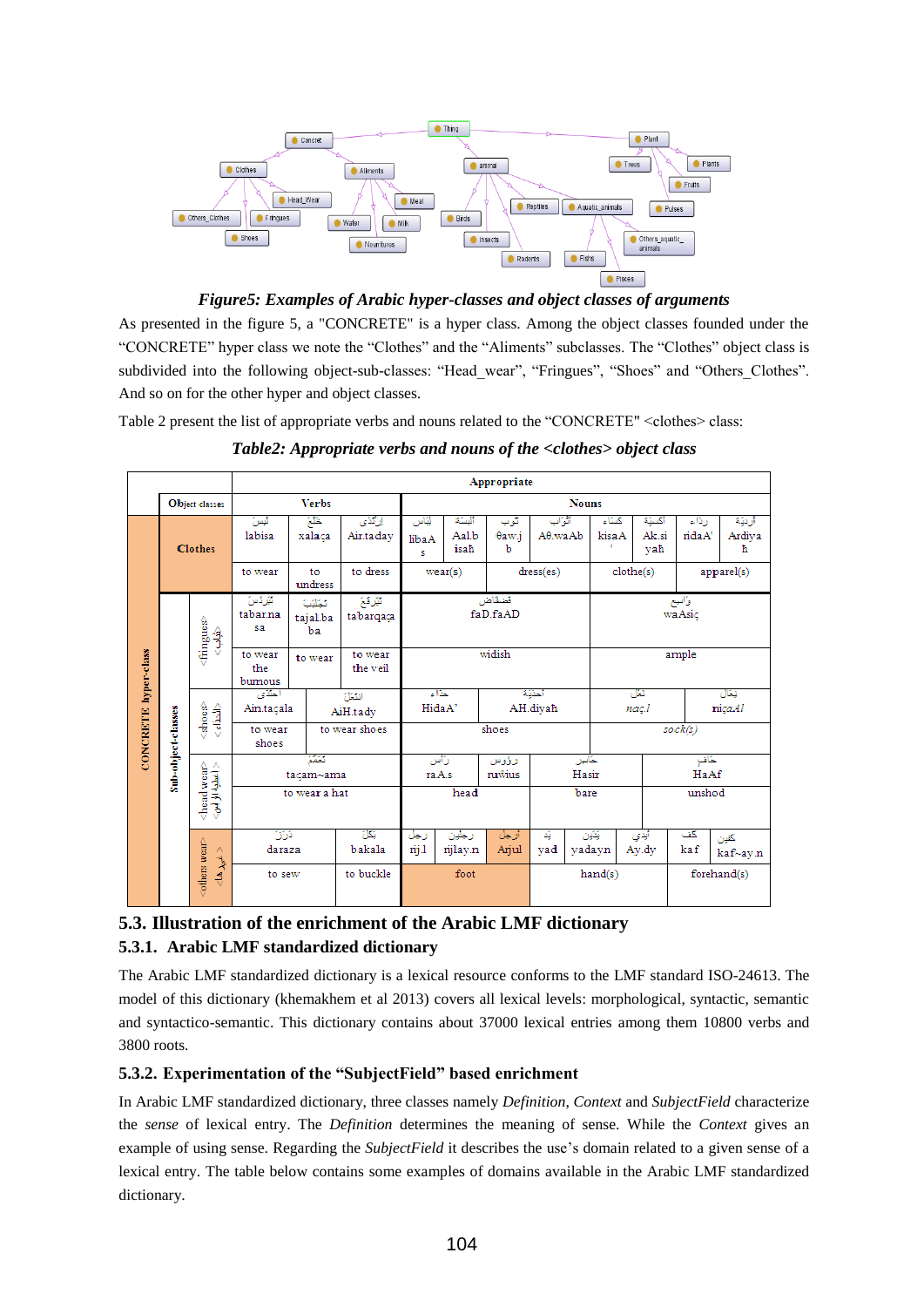***Figure5: Examples of Arabic hyper-classes and object classes of arguments***

As presented in the figure 5, a "CONCRETE" is a hyper class. Among the object classes founded under the “CONCRETE” hyper class we note the “Clothes” and the “Aliments” subclasses. The “Clothes” object class is subdivided into the following object-sub-classes: “Head_wear”, “Fringues”, “Shoes” and “Others_Clothes”. And so on for the other hyper and object classes.

Table 2 present the list of appropriate verbs and nouns related to the “CONCRETE" <clothes> class:

***Table2: Appropriate verbs and nouns of the <clothes> object class***

| | | Appropriate | | | | | | | | | | |
|---|---|---|---|---|---|---|---|---|---|---|---|---|
| | Object classes | Verbs | | | Nouns | | | | | | | |
| CONCRETE hyper-class | Clothes | لَبِسَ labisa | خَلَعَ xalaça | اِرْتَدَى Air.taday | لِبَاس libaAs | أَلْبِسَة Aal.bisah | ثَوْب θaw.b | أَثْوَاب Aθ.waAb | كِسَاء kisaA' | أَكْسِيَة Ak.siyah | رِدَاء ridaA' | أَرْدِيَة Ardiyah |
| | | to wear | to undress | to dress | wear(s) | | dress(es) | | clothe(s) | | apparel(s) | |
| Sub-object-classes | <fringues> <ثياب> | تَبَرْنَسَ tabar.nasa | تَجَلْبَبَ tajal.baba | تَبَرْقَعَ tabarqaça | فَضْفَاض faD.faAD | | | | وَاسِع waAsiç | | | |
| | | to wear the burnous | to wear | to wear the veil | widish | | | | ample | | | |
| | <shoes> <أحذية> | اِحْتَذَى Ain.taçala | اِنْتَعَلَ AiH.tady | | حِذَاء HidaA' | أَحْذِيَة AH.diyah | | | نَعْل naç.l | | نِعَال niçaAl | |
| | | to wear shoes | to wear shoes | | shoes | | | | sock(s) | | | |
| | <head wear> <أغطية الرأس> | عَمَّمَ taçam~ama | | | رَأْس raAs | رُؤُوس ruWus | حَاسِر Hasir | | | حَافٍ HaAf | | |
| | | to wear a hat | | | head | | bare | | | unshod | | |
| | <others wear> <أخرى> | دَرَزَ daraza | | بَكَلَ bakala | رِجْل rij.l | رِجْلَيْن rijlay.n | أَرْجُل Arjul | يَد yad | يَدَيْن yadayn | أَيْدِي Ay.dy | كَفّ kaf | كَفَّيْن kaf~ay.n |
| | | to sew | | to buckle | foot | | | hand(s) | | | forehand(s) | |

## 5.3. Illustration of the enrichment of the Arabic LMF dictionary

### 5.3.1. Arabic LMF standardized dictionary

The Arabic LMF standardized dictionary is a lexical resource conforms to the LMF standard ISO-24613. The model of this dictionary (khemakhem et al 2013) covers all lexical levels: morphological, syntactic, semantic and syntactico-semantic. This dictionary contains about 37000 lexical entries among them 10800 verbs and 3800 roots.

### 5.3.2. Experimentation of the “SubjectField” based enrichment

In Arabic LMF standardized dictionary, three classes namely *Definition*, *Context* and *SubjectField* characterize the *sense* of lexical entry. The *Definition* determines the meaning of sense. While the *Context* gives an example of using sense. Regarding the *SubjectField* it describes the use’s domain related to a given sense of a lexical entry. The table below contains some examples of domains available in the Arabic LMF standardized dictionary.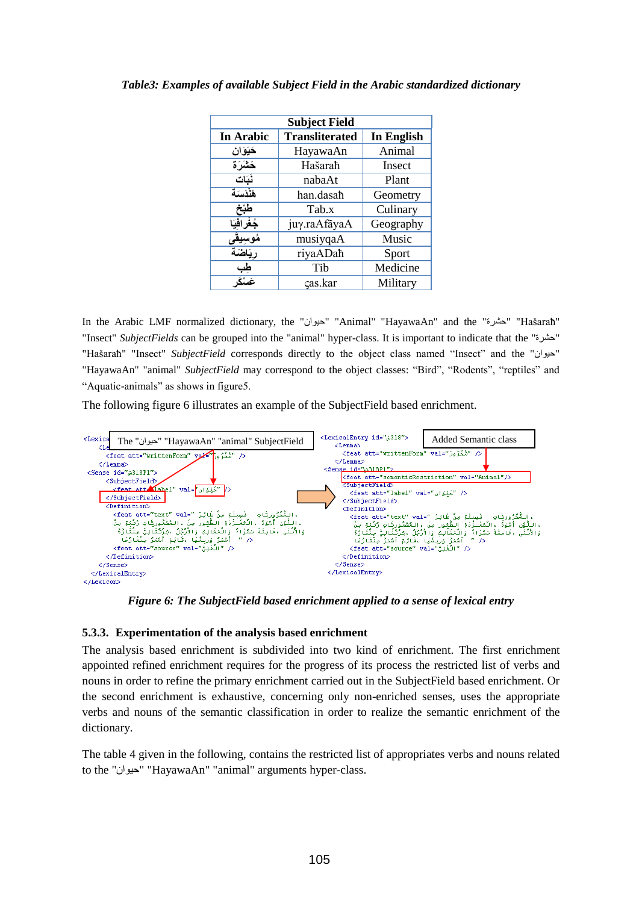*Table3: Examples of available Subject Field in the Arabic standardized dictionary*

| Subject Field | | |
|---|---|---|
| **In Arabic** | **Transliterated** | **In English** |
| حَيَوَان | HayawaAn | Animal |
| حَشَرَة | Hašarah | Insect |
| نَبَات | nabaAt | Plant |
| هَنْدَسَة | han.dasah | Geometry |
| طَبْخ | Tab.x | Culinary |
| جُغْرافِيا | juγ.raAfãyaA | Geography |
| مُوسِيقَى | musiyqaA | Music |
| رِيَاضَة | riyADah | Sport |
| طِب | Tib | Medicine |
| عَسْكَر | ҫas.kar | Military |

In the Arabic LMF normalized dictionary, the "حيوان" "Animal" "HayawaAn" and the "حشرة" "Hašarah" "Insect" *SubjectFields* can be grouped into the "animal" hyper-class. It is important to indicate that the "حشرة" "Hašarah" "Insect" *SubjectField* corresponds directly to the object class named "Insect" and the "حيوان" "HayawaAn" "animal" *SubjectField* may correspond to the object classes: "Bird", "Rodents", "reptiles" and "Aquatic-animals" as shows in figure5.

The following figure 6 illustrates an example of the SubjectField based enrichment.

*Figure 6: The SubjectField based enrichment applied to a sense of lexical entry*

### 5.3.3. Experimentation of the analysis based enrichment

The analysis based enrichment is subdivided into two kind of enrichment. The first enrichment appointed refined enrichment requires for the progress of its process the restricted list of verbs and nouns in order to refine the primary enrichment carried out in the SubjectField based enrichment. Or the second enrichment is exhaustive, concerning only non-enriched senses, uses the appropriate verbs and nouns of the semantic classification in order to realize the semantic enrichment of the dictionary.

The table 4 given in the following, contains the restricted list of appropriates verbs and nouns related to the "حيوان" "HayawaAn" "animal" arguments hyper-class.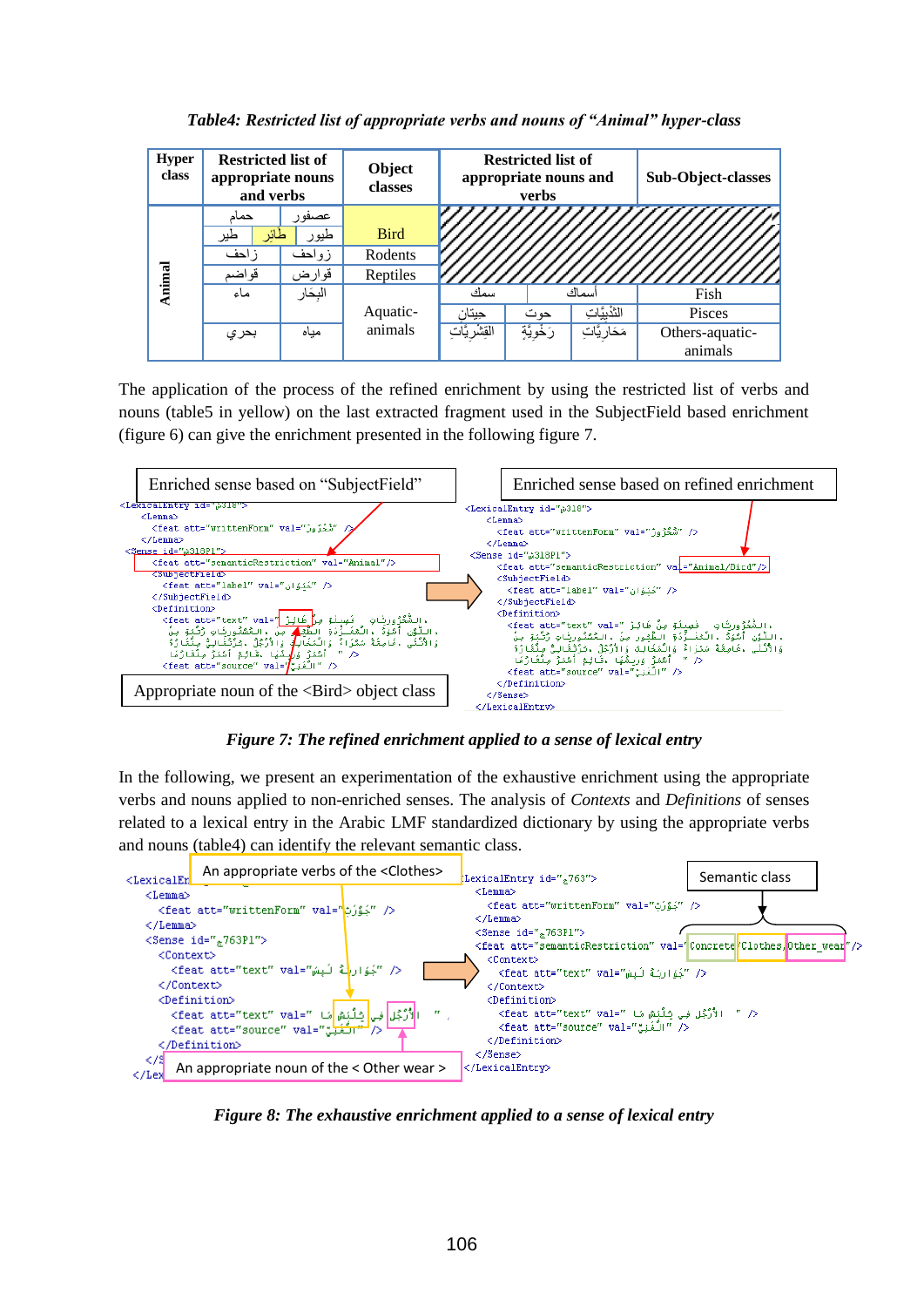*Table4: Restricted list of appropriate verbs and nouns of “Animal” hyper-class*

| Hyper class | Restricted list of appropriate nouns and verbs | | | Object classes | Restricted list of appropriate nouns and verbs | | | Sub-Object-classes |
|---|---|---|---|---|---|---|---|---|
| Animal | عصفور | | حمام | Bird | | | | |
| | طيور | طائر | طير | | | | | |
| | زواحف | | زاحف | Rodents | | | | |
| | قوارض | | قواضم | Reptiles | | | | |
| | البحار | | ماء | Aquatic-animals | أسماك | | سمك | Fish |
| | | | | | الثَّدييَّات | حوت | حيتان | Pisces |
| | مياه | | بحري | | مَحاريَّات | رَخويَّة | القِشريَّات | Others-aquatic-animals |

The application of the process of the refined enrichment by using the restricted list of verbs and nouns (table5 in yellow) on the last extracted fragment used in the SubjectField based enrichment (figure 6) can give the enrichment presented in the following figure 7.

Enriched sense based on “SubjectField”

Enriched sense based on refined enrichment

Appropriate noun of the <Bird> object class

*Figure 7: The refined enrichment applied to a sense of lexical entry*

In the following, we present an experimentation of the exhaustive enrichment using the appropriate verbs and nouns applied to non-enriched senses. The analysis of *Contexts* and *Definitions* of senses related to a lexical entry in the Arabic LMF standardized dictionary by using the appropriate verbs and nouns (table4) can identify the relevant semantic class.

An appropriate verbs of the <Clothes>

Semantic class

An appropriate noun of the < Other wear >

*Figure 8: The exhaustive enrichment applied to a sense of lexical entry*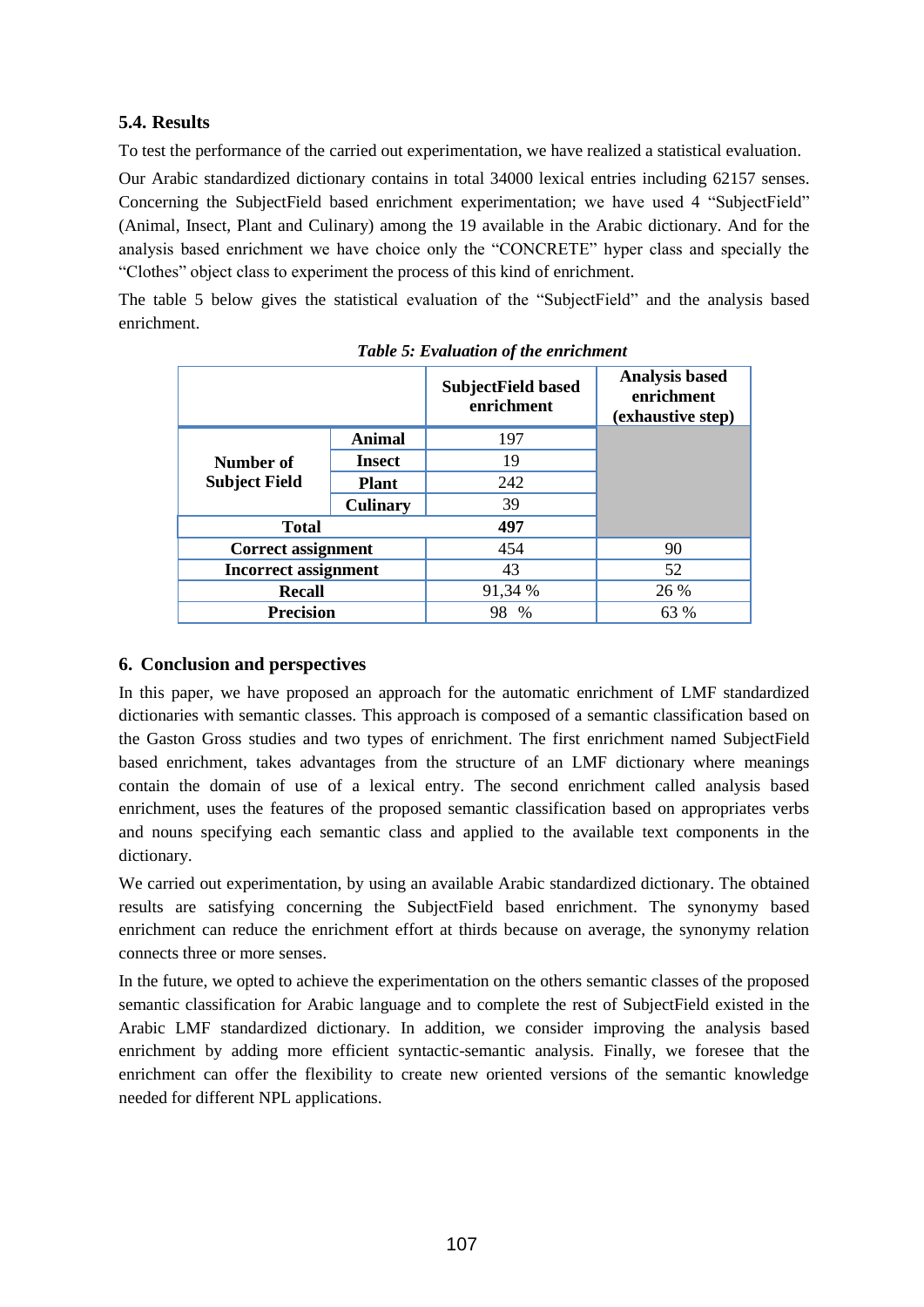### 5.4. Results

To test the performance of the carried out experimentation, we have realized a statistical evaluation.

Our Arabic standardized dictionary contains in total 34000 lexical entries including 62157 senses. Concerning the SubjectField based enrichment experimentation; we have used 4 "SubjectField" (Animal, Insect, Plant and Culinary) among the 19 available in the Arabic dictionary. And for the analysis based enrichment we have choice only the "CONCRETE" hyper class and specially the "Clothes" object class to experiment the process of this kind of enrichment.

The table 5 below gives the statistical evaluation of the "SubjectField" and the analysis based enrichment.

*Table 5: Evaluation of the enrichment*

| | | SubjectField based enrichment | Analysis based enrichment (exhaustive step) |
|---|---|---|---|
| **Number of Subject Field** | **Animal** | 197 | |
| | **Insect** | 19 | |
| | **Plant** | 242 | |
| | **Culinary** | 39 | |
| **Total** | | **497** | |
| **Correct assignment** | | 454 | 90 |
| **Incorrect assignment** | | 43 | 52 |
| **Recall** | | 91,34 % | 26 % |
| **Precision** | | 98 % | 63 % |

## 6. Conclusion and perspectives

In this paper, we have proposed an approach for the automatic enrichment of LMF standardized dictionaries with semantic classes. This approach is composed of a semantic classification based on the Gaston Gross studies and two types of enrichment. The first enrichment named SubjectField based enrichment, takes advantages from the structure of an LMF dictionary where meanings contain the domain of use of a lexical entry. The second enrichment called analysis based enrichment, uses the features of the proposed semantic classification based on appropriates verbs and nouns specifying each semantic class and applied to the available text components in the dictionary.

We carried out experimentation, by using an available Arabic standardized dictionary. The obtained results are satisfying concerning the SubjectField based enrichment. The synonymy based enrichment can reduce the enrichment effort at thirds because on average, the synonymy relation connects three or more senses.

In the future, we opted to achieve the experimentation on the others semantic classes of the proposed semantic classification for Arabic language and to complete the rest of SubjectField existed in the Arabic LMF standardized dictionary. In addition, we consider improving the analysis based enrichment by adding more efficient syntactic-semantic analysis. Finally, we foresee that the enrichment can offer the flexibility to create new oriented versions of the semantic knowledge needed for different NPL applications.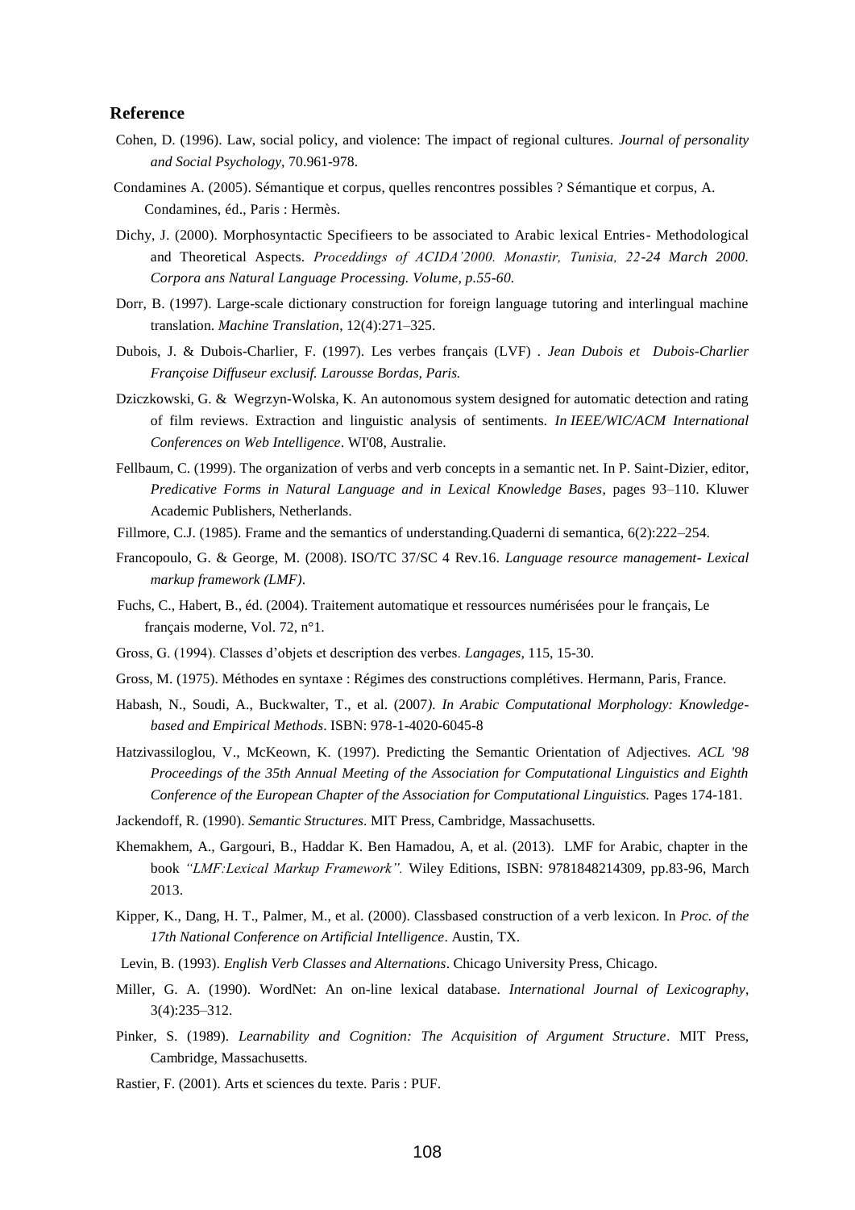## Reference

Cohen, D. (1996). Law, social policy, and violence: The impact of regional cultures. *Journal of personality and Social Psychology*, 70.961-978.

Condamines A. (2005). Sémantique et corpus, quelles rencontres possibles ? Sémantique et corpus, A. Condamines, éd., Paris : Hermès.

Dichy, J. (2000). Morphosyntactic Specifieers to be associated to Arabic lexical Entries- Methodological and Theoretical Aspects. *Proceddings of ACIDA'2000. Monastir, Tunisia, 22-24 March 2000. Corpora ans Natural Language Processing. Volume, p.55-60.*

Dorr, B. (1997). Large-scale dictionary construction for foreign language tutoring and interlingual machine translation. *Machine Translation*, 12(4):271–325.

Dubois, J. & Dubois-Charlier, F. (1997). Les verbes français (LVF) . *Jean Dubois et Dubois-Charlier Françoise Diffuseur exclusif. Larousse Bordas, Paris.*

Dziczkowski, G. & Wegrzyn-Wolska, K. An autonomous system designed for automatic detection and rating of film reviews. Extraction and linguistic analysis of sentiments. *In IEEE/WIC/ACM International Conferences on Web Intelligence*. WI'08, Australie.

Fellbaum, C. (1999). The organization of verbs and verb concepts in a semantic net. In P. Saint-Dizier, editor, *Predicative Forms in Natural Language and in Lexical Knowledge Bases*, pages 93–110. Kluwer Academic Publishers, Netherlands.

Fillmore, C.J. (1985). Frame and the semantics of understanding.Quaderni di semantica, 6(2):222–254.

Francopoulo, G. & George, M. (2008). ISO/TC 37/SC 4 Rev.16. *Language resource management- Lexical markup framework (LMF)*.

Fuchs, C., Habert, B., éd. (2004). Traitement automatique et ressources numérisées pour le français, Le français moderne, Vol. 72, n°1.

Gross, G. (1994). Classes d'objets et description des verbes. *Langages*, 115, 15-30.

Gross, M. (1975). Méthodes en syntaxe : Régimes des constructions complétives. Hermann, Paris, France.

Habash, N., Soudi, A., Buckwalter, T., et al. (2007*). In Arabic Computational Morphology: Knowledge-based and Empirical Methods*. ISBN: 978-1-4020-6045-8

Hatzivassiloglou, V., McKeown, K. (1997). Predicting the Semantic Orientation of Adjectives. *ACL '98 Proceedings of the 35th Annual Meeting of the Association for Computational Linguistics and Eighth Conference of the European Chapter of the Association for Computational Linguistics.* Pages 174-181.

Jackendoff, R. (1990). *Semantic Structures*. MIT Press, Cambridge, Massachusetts.

Khemakhem, A., Gargouri, B., Haddar K. Ben Hamadou, A, et al. (2013). LMF for Arabic, chapter in the book *"LMF:Lexical Markup Framework".* Wiley Editions, ISBN: 9781848214309, pp.83-96, March 2013.

Kipper, K., Dang, H. T., Palmer, M., et al. (2000). Classbased construction of a verb lexicon. In *Proc. of the 17th National Conference on Artificial Intelligence*. Austin, TX.

Levin, B. (1993). *English Verb Classes and Alternations*. Chicago University Press, Chicago.

Miller, G. A. (1990). WordNet: An on-line lexical database. *International Journal of Lexicography*, 3(4):235–312.

Pinker, S. (1989). *Learnability and Cognition: The Acquisition of Argument Structure*. MIT Press, Cambridge, Massachusetts.

Rastier, F. (2001). Arts et sciences du texte. Paris : PUF.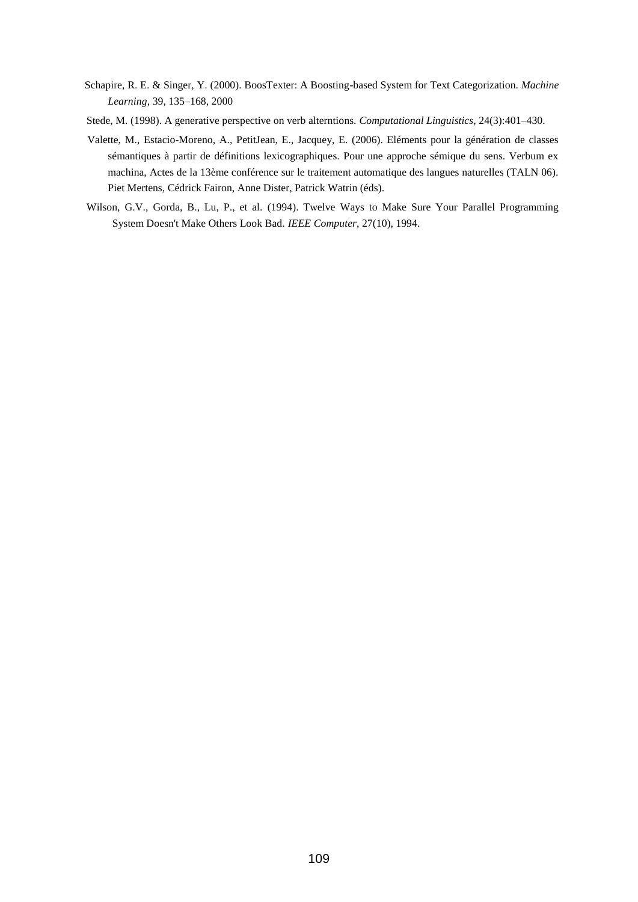Schapire, R. E. & Singer, Y. (2000). BoosTexter: A Boosting-based System for Text Categorization. *Machine Learning*, 39, 135–168, 2000

Stede, M. (1998). A generative perspective on verb alterntions. *Computational Linguistics*, 24(3):401–430.

Valette, M., Estacio-Moreno, A., PetitJean, E., Jacquey, E. (2006). Eléments pour la génération de classes sémantiques à partir de définitions lexicographiques. Pour une approche sémique du sens. Verbum ex machina, Actes de la 13ème conférence sur le traitement automatique des langues naturelles (TALN 06). Piet Mertens, Cédrick Fairon, Anne Dister, Patrick Watrin (éds).

Wilson, G.V., Gorda, B., Lu, P., et al. (1994). Twelve Ways to Make Sure Your Parallel Programming System Doesn't Make Others Look Bad. *IEEE Computer*, 27(10), 1994.